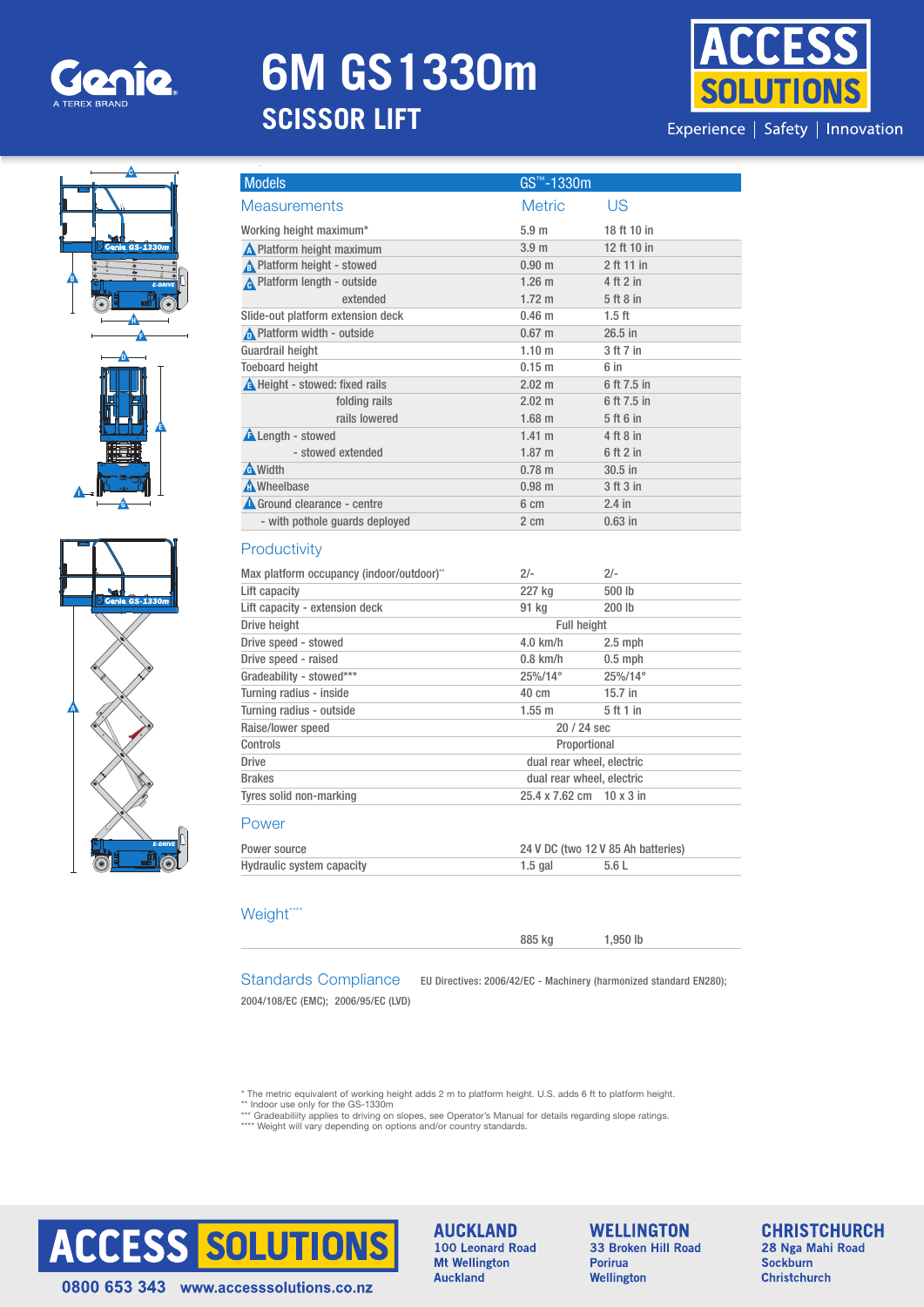Genie
A TEREX BRAND

# 6M GS1330m
## SCISSOR LIFT

ACCESS SOLUTIONS
Experience | Safety | Innovation

| Models | GS™-1330m | |
|---|---|---|
| **Measurements** | **Metric** | **US** |
| Working height maximum* | 5.9 m | 18 ft 10 in |
| A Platform height maximum | 3.9 m | 12 ft 10 in |
| B Platform height - stowed | 0.90 m | 2 ft 11 in |
| C Platform length - outside | 1.26 m | 4 ft 2 in |
| extended | 1.72 m | 5 ft 8 in |
| Slide-out platform extension deck | 0.46 m | 1.5 ft |
| D Platform width - outside | 0.67 m | 26.5 in |
| Guardrail height | 1.10 m | 3 ft 7 in |
| Toeboard height | 0.15 m | 6 in |
| E Height - stowed: fixed rails | 2.02 m | 6 ft 7.5 in |
| folding rails | 2.02 m | 6 ft 7.5 in |
| rails lowered | 1.68 m | 5 ft 6 in |
| F Length - stowed | 1.41 m | 4 ft 8 in |
| - stowed extended | 1.87 m | 6 ft 2 in |
| G Width | 0.78 m | 30.5 in |
| H Wheelbase | 0.98 m | 3 ft 3 in |
| I Ground clearance - centre | 6 cm | 2.4 in |
| - with pothole guards deployed | 2 cm | 0.63 in |
| **Productivity** | | |
| Max platform occupancy (indoor/outdoor)** | 2/- | 2/- |
| Lift capacity | 227 kg | 500 lb |
| Lift capacity - extension deck | 91 kg | 200 lb |
| Drive height | Full height | |
| Drive speed - stowed | 4.0 km/h | 2.5 mph |
| Drive speed - raised | 0.8 km/h | 0.5 mph |
| Gradeability - stowed*** | 25%/14° | 25%/14° |
| Turning radius - inside | 40 cm | 15.7 in |
| Turning radius - outside | 1.55 m | 5 ft 1 in |
| Raise/lower speed | 20 / 24 sec | |
| Controls | Proportional | |
| Drive | dual rear wheel, electric | |
| Brakes | dual rear wheel, electric | |
| Tyres solid non-marking | 25.4 x 7.62 cm | 10 x 3 in |
| **Power** | | |
| Power source | 24 V DC (two 12 V 85 Ah batteries) | |
| Hydraulic system capacity | 1.5 gal | 5.6 L |
| **Weight******** | | |
| | 885 kg | 1,950 lb |

**Standards Compliance** EU Directives: 2006/42/EC - Machinery (harmonized standard EN280); 2004/108/EC (EMC); 2006/95/EC (LVD)

\* The metric equivalent of working height adds 2 m to platform height. U.S. adds 6 ft to platform height.
\*\* Indoor use only for the GS-1330m
\*\*\* Gradeability applies to driving on slopes, see Operator's Manual for details regarding slope ratings.
\*\*\*\* Weight will vary depending on options and/or country standards.

ACCESS SOLUTIONS
0800 653 343 www.accesssolutions.co.nz

**AUCKLAND**
100 Leonard Road
Mt Wellington
Auckland

**WELLINGTON**
33 Broken Hill Road
Porirua
Wellington

**CHRISTCHURCH**
28 Nga Mahi Road
Sockburn
Christchurch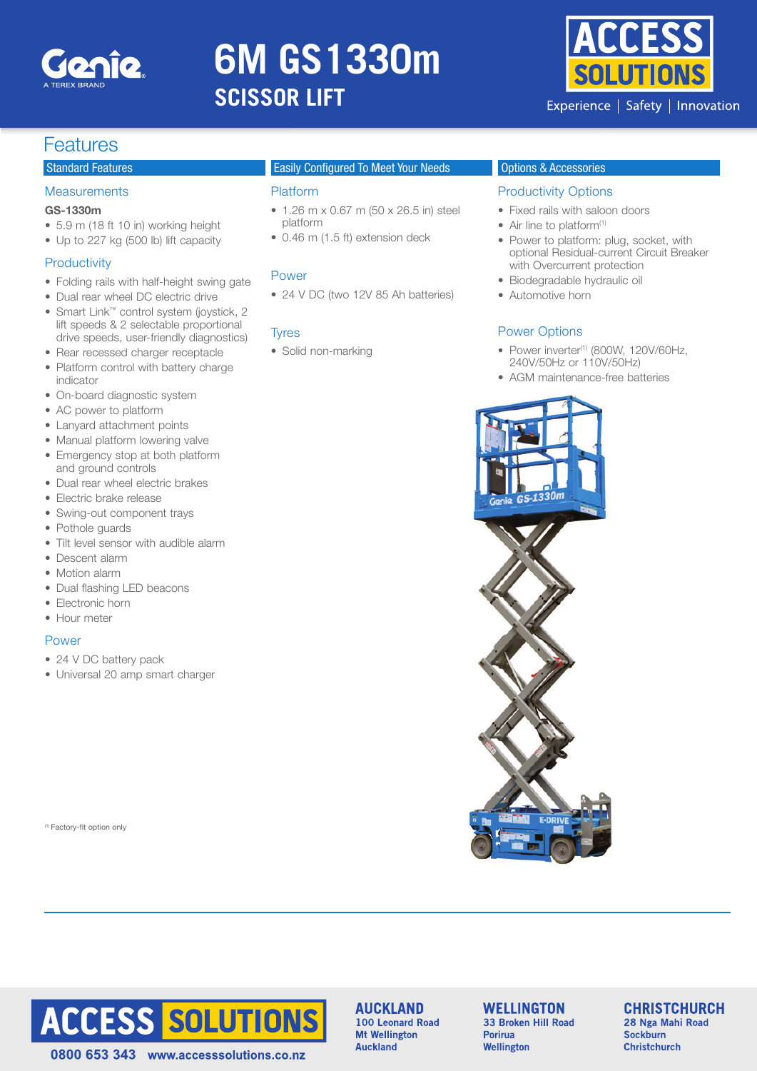# 6M GS1330m SCISSOR LIFT

Genie A TEREX BRAND

ACCESS SOLUTIONS
Experience | Safety | Innovation

## Features

### Standard Features

#### Measurements

**GS-1330m**

- 5.9 m (18 ft 10 in) working height
- Up to 227 kg (500 lb) lift capacity

#### Productivity

- Folding rails with half-height swing gate
- Dual rear wheel DC electric drive
- Smart Link™ control system (joystick, 2 lift speeds & 2 selectable proportional drive speeds, user-friendly diagnostics)
- Rear recessed charger receptacle
- Platform control with battery charge indicator
- On-board diagnostic system
- AC power to platform
- Lanyard attachment points
- Manual platform lowering valve
- Emergency stop at both platform and ground controls
- Dual rear wheel electric brakes
- Electric brake release
- Swing-out component trays
- Pothole guards
- Tilt level sensor with audible alarm
- Descent alarm
- Motion alarm
- Dual flashing LED beacons
- Electronic horn
- Hour meter

#### Power

- 24 V DC battery pack
- Universal 20 amp smart charger

### Easily Configured To Meet Your Needs

#### Platform

- 1.26 m x 0.67 m (50 x 26.5 in) steel platform
- 0.46 m (1.5 ft) extension deck

#### Power

- 24 V DC (two 12V 85 Ah batteries)

#### Tyres

- Solid non-marking

### Options & Accessories

#### Productivity Options

- Fixed rails with saloon doors
- Air line to platform[1]
- Power to platform: plug, socket, with optional Residual-current Circuit Breaker with Overcurrent protection
- Biodegradable hydraulic oil
- Automotive horn

#### Power Options

- Power inverter[1] (800W, 120V/60Hz, 240V/50Hz or 110V/50Hz)
- AGM maintenance-free batteries

[1] Factory-fit option only

ACCESS SOLUTIONS
0800 653 343 www.accesssolutions.co.nz

**AUCKLAND**
100 Leonard Road
Mt Wellington
Auckland

**WELLINGTON**
33 Broken Hill Road
Porirua
Wellington

**CHRISTCHURCH**
28 Nga Mahi Road
Sockburn
Christchurch